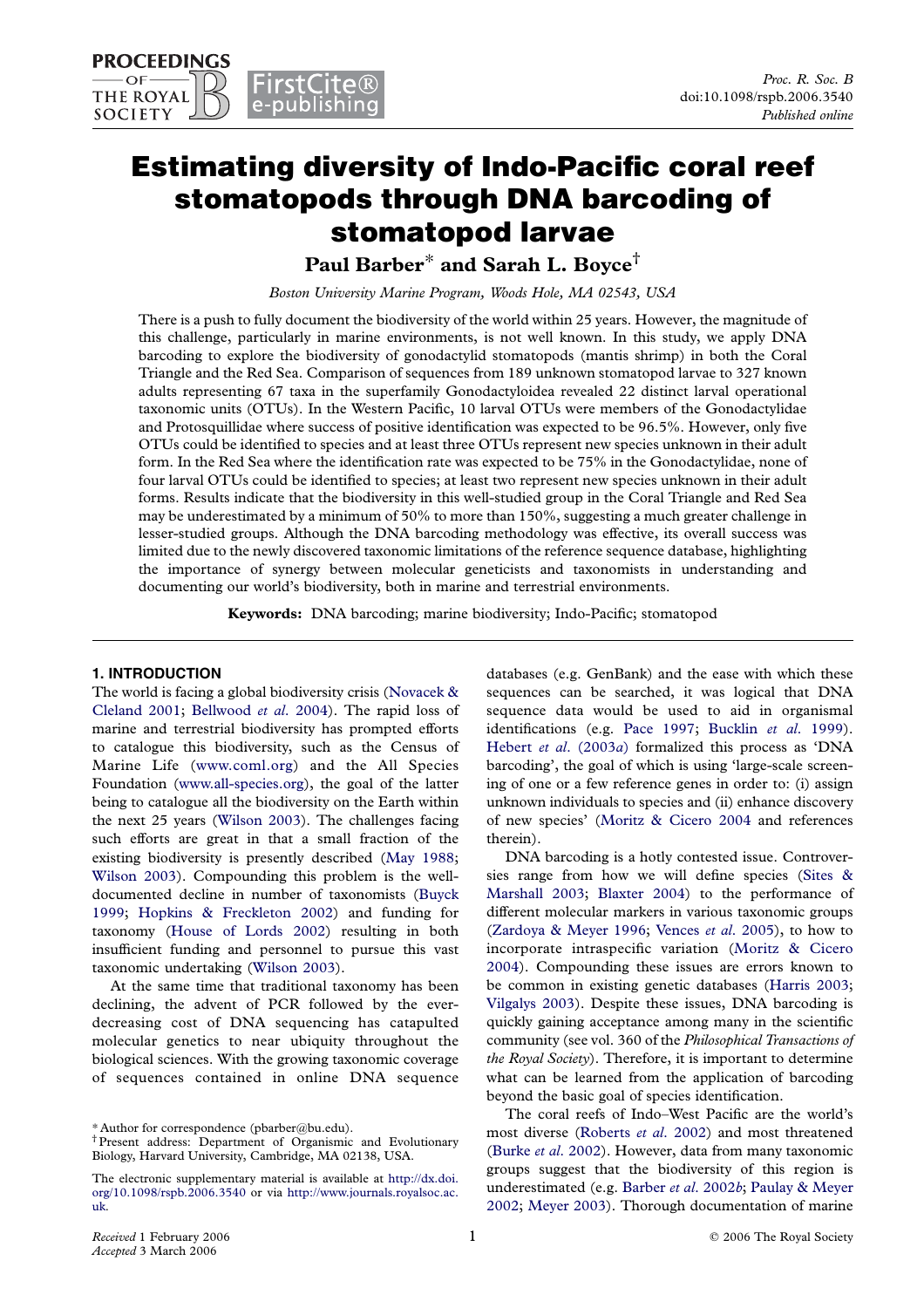# Estimating diversity of Indo-Pacific coral reef stomatopods through DNA barcoding of stomatopod larvae

**Paul Barber*** **and Sarah L. Boyce**[†]

*Boston University Marine Program, Woods Hole, MA 02543, USA*

There is a push to fully document the biodiversity of the world within 25 years. However, the magnitude of this challenge, particularly in marine environments, is not well known. In this study, we apply DNA barcoding to explore the biodiversity of gonodactylid stomatopods (mantis shrimp) in both the Coral Triangle and the Red Sea. Comparison of sequences from 189 unknown stomatopod larvae to 327 known adults representing 67 taxa in the superfamily Gonodactyloidea revealed 22 distinct larval operational taxonomic units (OTUs). In the Western Pacific, 10 larval OTUs were members of the Gonodactylidae and Protosquillidae where success of positive identification was expected to be 96.5%. However, only five OTUs could be identified to species and at least three OTUs represent new species unknown in their adult form. In the Red Sea where the identification rate was expected to be 75% in the Gonodactylidae, none of four larval OTUs could be identified to species; at least two represent new species unknown in their adult forms. Results indicate that the biodiversity in this well-studied group in the Coral Triangle and Red Sea may be underestimated by a minimum of 50% to more than 150%, suggesting a much greater challenge in lesser-studied groups. Although the DNA barcoding methodology was effective, its overall success was limited due to the newly discovered taxonomic limitations of the reference sequence database, highlighting the importance of synergy between molecular geneticists and taxonomists in understanding and documenting our world's biodiversity, both in marine and terrestrial environments.

**Keywords:** DNA barcoding; marine biodiversity; Indo-Pacific; stomatopod

## 1. INTRODUCTION

The world is facing a global biodiversity crisis (Novacek & Cleland 2001; Bellwood *et al.* 2004). The rapid loss of marine and terrestrial biodiversity has prompted efforts to catalogue this biodiversity, such as the Census of Marine Life (www.coml.org) and the All Species Foundation (www.all-species.org), the goal of the latter being to catalogue all the biodiversity on the Earth within the next 25 years (Wilson 2003). The challenges facing such efforts are great in that a small fraction of the existing biodiversity is presently described (May 1988; Wilson 2003). Compounding this problem is the well-documented decline in number of taxonomists (Buyck 1999; Hopkins & Freckleton 2002) and funding for taxonomy (House of Lords 2002) resulting in both insufficient funding and personnel to pursue this vast taxonomic undertaking (Wilson 2003).

At the same time that traditional taxonomy has been declining, the advent of PCR followed by the ever-decreasing cost of DNA sequencing has catapulted molecular genetics to near ubiquity throughout the biological sciences. With the growing taxonomic coverage of sequences contained in online DNA sequence databases (e.g. GenBank) and the ease with which these sequences can be searched, it was logical that DNA sequence data would be used to aid in organismal identifications (e.g. Pace 1997; Bucklin *et al.* 1999). Hebert *et al.* (2003*a*) formalized this process as 'DNA barcoding', the goal of which is using 'large-scale screening of one or a few reference genes in order to: (i) assign unknown individuals to species and (ii) enhance discovery of new species' (Moritz & Cicero 2004 and references therein).

DNA barcoding is a hotly contested issue. Controversies range from how we will define species (Sites & Marshall 2003; Blaxter 2004) to the performance of different molecular markers in various taxonomic groups (Zardoya & Meyer 1996; Vences *et al.* 2005), to how to incorporate intraspecific variation (Moritz & Cicero 2004). Compounding these issues are errors known to be common in existing genetic databases (Harris 2003; Vilgalys 2003). Despite these issues, DNA barcoding is quickly gaining acceptance among many in the scientific community (see vol. 360 of the *Philosophical Transactions of the Royal Society*). Therefore, it is important to determine what can be learned from the application of barcoding beyond the basic goal of species identification.

The coral reefs of Indo–West Pacific are the world's most diverse (Roberts *et al.* 2002) and most threatened (Burke *et al.* 2002). However, data from many taxonomic groups suggest that the biodiversity of this region is underestimated (e.g. Barber *et al.* 2002*b*; Paulay & Meyer 2002; Meyer 2003). Thorough documentation of marine

\* Author for correspondence (pbarber@bu.edu).

[†] Present address: Department of Organismic and Evolutionary Biology, Harvard University, Cambridge, MA 02138, USA.

The electronic supplementary material is available at http://dx.doi.org/10.1098/rspb.2006.3540 or via http://www.journals.royalsoc.ac.uk.

Received 1 February 2006
Accepted 3 March 2006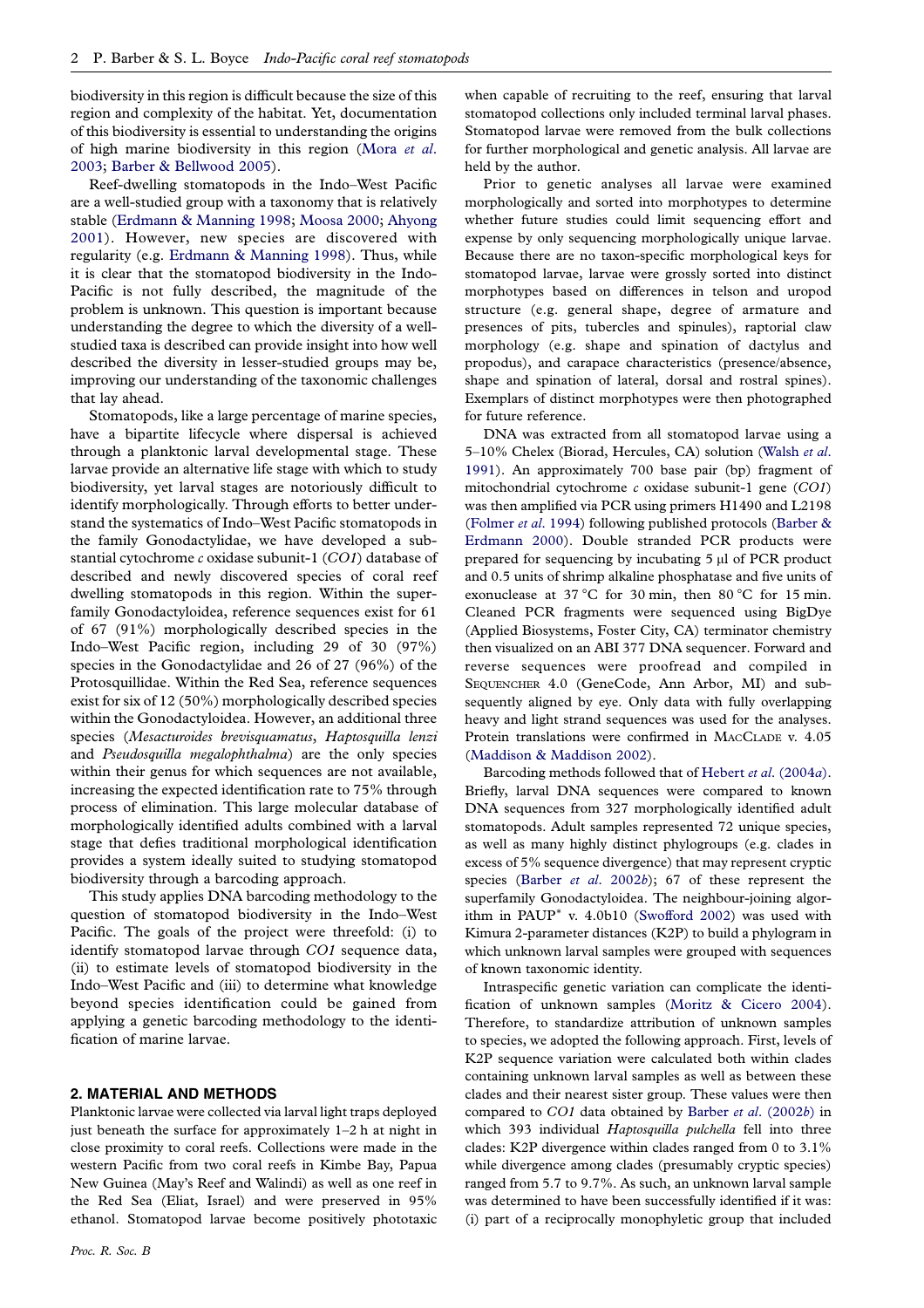biodiversity in this region is difficult because the size of this region and complexity of the habitat. Yet, documentation of this biodiversity is essential to understanding the origins of high marine biodiversity in this region (Mora *et al*. 2003; Barber & Bellwood 2005).

Reef-dwelling stomatopods in the Indo–West Pacific are a well-studied group with a taxonomy that is relatively stable (Erdmann & Manning 1998; Moosa 2000; Ahyong 2001). However, new species are discovered with regularity (e.g. Erdmann & Manning 1998). Thus, while it is clear that the stomatopod biodiversity in the Indo-Pacific is not fully described, the magnitude of the problem is unknown. This question is important because understanding the degree to which the diversity of a well-studied taxa is described can provide insight into how well described the diversity in lesser-studied groups may be, improving our understanding of the taxonomic challenges that lay ahead.

Stomatopods, like a large percentage of marine species, have a bipartite lifecycle where dispersal is achieved through a planktonic larval developmental stage. These larvae provide an alternative life stage with which to study biodiversity, yet larval stages are notoriously difficult to identify morphologically. Through efforts to better understand the systematics of Indo–West Pacific stomatopods in the family Gonodactylidae, we have developed a substantial cytochrome *c* oxidase subunit-1 (*CO1*) database of described and newly discovered species of coral reef dwelling stomatopods in this region. Within the superfamily Gonodactyloidea, reference sequences exist for 61 of 67 (91%) morphologically described species in the Indo–West Pacific region, including 29 of 30 (97%) species in the Gonodactylidae and 26 of 27 (96%) of the Protosquillidae. Within the Red Sea, reference sequences exist for six of 12 (50%) morphologically described species within the Gonodactyloidea. However, an additional three species (*Mesacturoides brevisquamatus*, *Haptosquilla lenzi* and *Pseudosquilla megalophthalma*) are the only species within their genus for which sequences are not available, increasing the expected identification rate to 75% through process of elimination. This large molecular database of morphologically identified adults combined with a larval stage that defies traditional morphological identification provides a system ideally suited to studying stomatopod biodiversity through a barcoding approach.

This study applies DNA barcoding methodology to the question of stomatopod biodiversity in the Indo–West Pacific. The goals of the project were threefold: (i) to identify stomatopod larvae through *CO1* sequence data, (ii) to estimate levels of stomatopod biodiversity in the Indo–West Pacific and (iii) to determine what knowledge beyond species identification could be gained from applying a genetic barcoding methodology to the identification of marine larvae.

## 2. MATERIAL AND METHODS

Planktonic larvae were collected via larval light traps deployed just beneath the surface for approximately 1–2 h at night in close proximity to coral reefs. Collections were made in the western Pacific from two coral reefs in Kimbe Bay, Papua New Guinea (May's Reef and Walindi) as well as one reef in the Red Sea (Eliat, Israel) and were preserved in 95% ethanol. Stomatopod larvae become positively phototaxic when capable of recruiting to the reef, ensuring that larval stomatopod collections only included terminal larval phases. Stomatopod larvae were removed from the bulk collections for further morphological and genetic analysis. All larvae are held by the author.

Prior to genetic analyses all larvae were examined morphologically and sorted into morphotypes to determine whether future studies could limit sequencing effort and expense by only sequencing morphologically unique larvae. Because there are no taxon-specific morphological keys for stomatopod larvae, larvae were grossly sorted into distinct morphotypes based on differences in telson and uropod structure (e.g. general shape, degree of armature and presences of pits, tubercles and spinules), raptorial claw morphology (e.g. shape and spination of dactylus and propodus), and carapace characteristics (presence/absence, shape and spination of lateral, dorsal and rostral spines). Exemplars of distinct morphotypes were then photographed for future reference.

DNA was extracted from all stomatopod larvae using a 5–10% Chelex (Biorad, Hercules, CA) solution (Walsh *et al*. 1991). An approximately 700 base pair (bp) fragment of mitochondrial cytochrome *c* oxidase subunit-1 gene (*CO1*) was then amplified via PCR using primers H1490 and L2198 (Folmer *et al*. 1994) following published protocols (Barber & Erdmann 2000). Double stranded PCR products were prepared for sequencing by incubating 5 μl of PCR product and 0.5 units of shrimp alkaline phosphatase and five units of exonuclease at 37 °C for 30 min, then 80 °C for 15 min. Cleaned PCR fragments were sequenced using BigDye (Applied Biosystems, Foster City, CA) terminator chemistry then visualized on an ABI 377 DNA sequencer. Forward and reverse sequences were proofread and compiled in SEQUENCHER 4.0 (GeneCode, Ann Arbor, MI) and subsequently aligned by eye. Only data with fully overlapping heavy and light strand sequences was used for the analyses. Protein translations were confirmed in MACCLADE v. 4.05 (Maddison & Maddison 2002).

Barcoding methods followed that of Hebert *et al*. (2004*a*). Briefly, larval DNA sequences were compared to known DNA sequences from 327 morphologically identified adult stomatopods. Adult samples represented 72 unique species, as well as many highly distinct phylogroups (e.g. clades in excess of 5% sequence divergence) that may represent cryptic species (Barber *et al*. 2002*b*); 67 of these represent the superfamily Gonodactyloidea. The neighbour-joining algorithm in PAUP* v. 4.0b10 (Swofford 2002) was used with Kimura 2-parameter distances (K2P) to build a phylogram in which unknown larval samples were grouped with sequences of known taxonomic identity.

Intraspecific genetic variation can complicate the identification of unknown samples (Moritz & Cicero 2004). Therefore, to standardize attribution of unknown samples to species, we adopted the following approach. First, levels of K2P sequence variation were calculated both within clades containing unknown larval samples as well as between these clades and their nearest sister group. These values were then compared to *CO1* data obtained by Barber *et al*. (2002*b*) in which 393 individual *Haptosquilla pulchella* fell into three clades: K2P divergence within clades ranged from 0 to 3.1% while divergence among clades (presumably cryptic species) ranged from 5.7 to 9.7%. As such, an unknown larval sample was determined to have been successfully identified if it was: (i) part of a reciprocally monophyletic group that included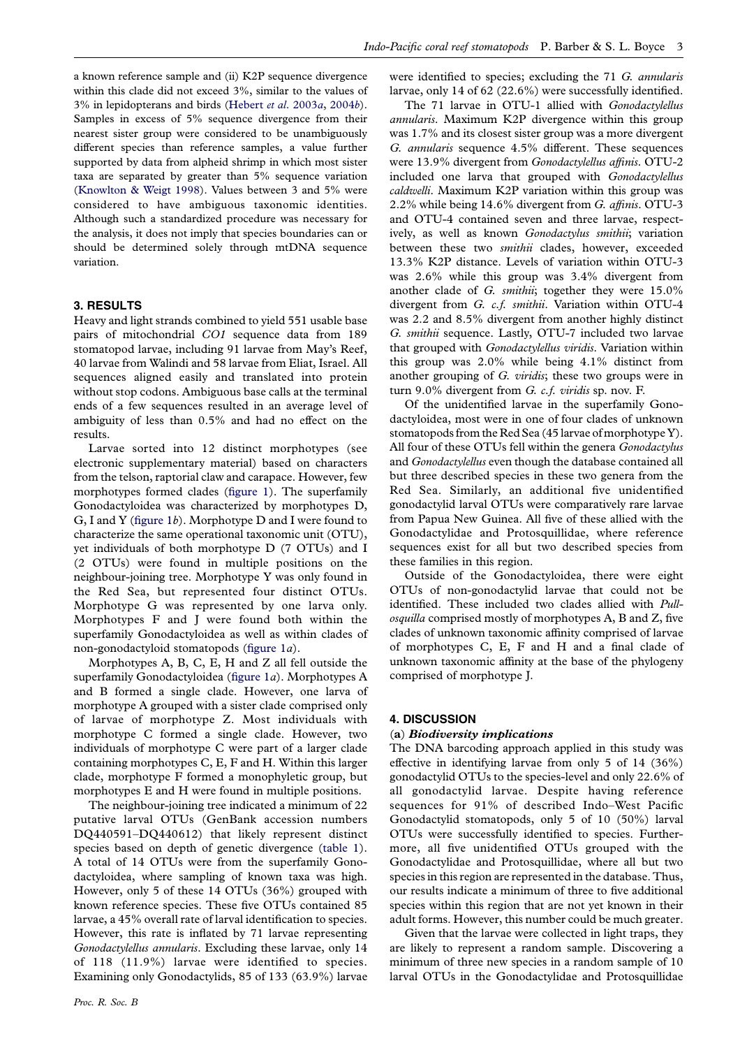a known reference sample and (ii) K2P sequence divergence within this clade did not exceed 3%, similar to the values of 3% in lepidopterans and birds (Hebert *et al*. 2003*a*, 2004*b*). Samples in excess of 5% sequence divergence from their nearest sister group were considered to be unambiguously different species than reference samples, a value further supported by data from alpheid shrimp in which most sister taxa are separated by greater than 5% sequence variation (Knowlton & Weigt 1998). Values between 3 and 5% were considered to have ambiguous taxonomic identities. Although such a standardized procedure was necessary for the analysis, it does not imply that species boundaries can or should be determined solely through mtDNA sequence variation.

## 3. RESULTS

Heavy and light strands combined to yield 551 usable base pairs of mitochondrial *CO1* sequence data from 189 stomatopod larvae, including 91 larvae from May's Reef, 40 larvae from Walindi and 58 larvae from Eliat, Israel. All sequences aligned easily and translated into protein without stop codons. Ambiguous base calls at the terminal ends of a few sequences resulted in an average level of ambiguity of less than 0.5% and had no effect on the results.

Larvae sorted into 12 distinct morphotypes (see electronic supplementary material) based on characters from the telson, raptorial claw and carapace. However, few morphotypes formed clades (figure 1). The superfamily Gonodactyloidea was characterized by morphotypes D, G, I and Y (figure 1*b*). Morphotype D and I were found to characterize the same operational taxonomic unit (OTU), yet individuals of both morphotype D (7 OTUs) and I (2 OTUs) were found in multiple positions on the neighbour-joining tree. Morphotype Y was only found in the Red Sea, but represented four distinct OTUs. Morphotype G was represented by one larva only. Morphotypes F and J were found both within the superfamily Gonodactyloidea as well as within clades of non-gonodactyloid stomatopods (figure 1*a*).

Morphotypes A, B, C, E, H and Z all fell outside the superfamily Gonodactyloidea (figure 1*a*). Morphotypes A and B formed a single clade. However, one larva of morphotype A grouped with a sister clade comprised only of larvae of morphotype Z. Most individuals with morphotype C formed a single clade. However, two individuals of morphotype C were part of a larger clade containing morphotypes C, E, F and H. Within this larger clade, morphotype F formed a monophyletic group, but morphotypes E and H were found in multiple positions.

The neighbour-joining tree indicated a minimum of 22 putative larval OTUs (GenBank accession numbers DQ440591–DQ440612) that likely represent distinct species based on depth of genetic divergence (table 1). A total of 14 OTUs were from the superfamily Gonodactyloidea, where sampling of known taxa was high. However, only 5 of these 14 OTUs (36%) grouped with known reference species. These five OTUs contained 85 larvae, a 45% overall rate of larval identification to species. However, this rate is inflated by 71 larvae representing *Gonodactylellus annularis*. Excluding these larvae, only 14 of 118 (11.9%) larvae were identified to species. Examining only Gonodactylids, 85 of 133 (63.9%) larvae were identified to species; excluding the 71 *G. annularis* larvae, only 14 of 62 (22.6%) were successfully identified.

The 71 larvae in OTU-1 allied with *Gonodactylellus annularis*. Maximum K2P divergence within this group was 1.7% and its closest sister group was a more divergent *G. annularis* sequence 4.5% different. These sequences were 13.9% divergent from *Gonodactylellus affinis*. OTU-2 included one larva that grouped with *Gonodactylellus caldwelli*. Maximum K2P variation within this group was 2.2% while being 14.6% divergent from *G. affinis*. OTU-3 and OTU-4 contained seven and three larvae, respectively, as well as known *Gonodactylus smithii*; variation between these two *smithii* clades, however, exceeded 13.3% K2P distance. Levels of variation within OTU-3 was 2.6% while this group was 3.4% divergent from another clade of *G. smithii*; together they were 15.0% divergent from *G. c.f. smithii*. Variation within OTU-4 was 2.2 and 8.5% divergent from another highly distinct *G. smithii* sequence. Lastly, OTU-7 included two larvae that grouped with *Gonodactylellus viridis*. Variation within this group was 2.0% while being 4.1% distinct from another grouping of *G. viridis*; these two groups were in turn 9.0% divergent from *G. c.f. viridis* sp. nov. F.

Of the unidentified larvae in the superfamily Gonodactyloidea, most were in one of four clades of unknown stomatopods from the Red Sea (45 larvae of morphotype Y). All four of these OTUs fell within the genera *Gonodactylus* and *Gonodactylellus* even though the database contained all but three described species in these two genera from the Red Sea. Similarly, an additional five unidentified gonodactylid larval OTUs were comparatively rare larvae from Papua New Guinea. All five of these allied with the Gonodactylidae and Protosquillidae, where reference sequences exist for all but two described species from these families in this region.

Outside of the Gonodactyloidea, there were eight OTUs of non-gonodactylid larvae that could not be identified. These included two clades allied with *Pullosquilla* comprised mostly of morphotypes A, B and Z, five clades of unknown taxonomic affinity comprised of larvae of morphotypes C, E, F and H and a final clade of unknown taxonomic affinity at the base of the phylogeny comprised of morphotype J.

## 4. DISCUSSION

### (a) *Biodiversity implications*

The DNA barcoding approach applied in this study was effective in identifying larvae from only 5 of 14 (36%) gonodactylid OTUs to the species-level and only 22.6% of all gonodactylid larvae. Despite having reference sequences for 91% of described Indo–West Pacific Gonodactylid stomatopods, only 5 of 10 (50%) larval OTUs were successfully identified to species. Furthermore, all five unidentified OTUs grouped with the Gonodactylidae and Protosquillidae, where all but two species in this region are represented in the database. Thus, our results indicate a minimum of three to five additional species within this region that are not yet known in their adult forms. However, this number could be much greater.

Given that the larvae were collected in light traps, they are likely to represent a random sample. Discovering a minimum of three new species in a random sample of 10 larval OTUs in the Gonodactylidae and Protosquillidae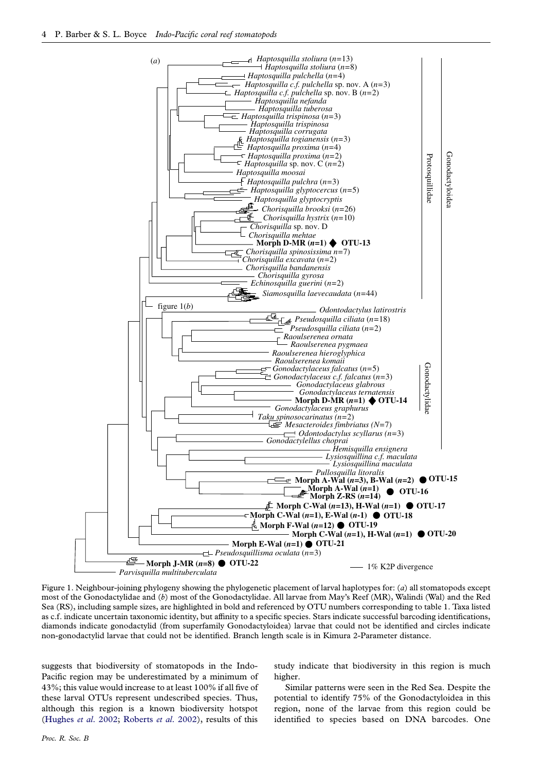Figure 1. Neighbour-joining phylogeny showing the phylogenetic placement of larval haplotypes for: (*a*) all stomatopods except most of the Gonodactylidae and (*b*) most of the Gonodactylidae. All larvae from May's Reef (MR), Walindi (Wal) and the Red Sea (RS), including sample sizes, are highlighted in bold and referenced by OTU numbers corresponding to table 1. Taxa listed as c.f. indicate uncertain taxonomic identity, but affinity to a specific species. Stars indicate successful barcoding identifications, diamonds indicate gonodactylid (from superfamily Gonodactyloidea) larvae that could not be identified and circles indicate non-gonodactylid larvae that could not be identified. Branch length scale is in Kimura 2-Parameter distance.

suggests that biodiversity of stomatopods in the Indo-Pacific region may be underestimated by a minimum of 43%; this value would increase to at least 100% if all five of these larval OTUs represent undescribed species. Thus, although this region is a known biodiversity hotspot (Hughes *et al*. 2002; Roberts *et al*. 2002), results of this study indicate that biodiversity in this region is much higher.

Similar patterns were seen in the Red Sea. Despite the potential to identify 75% of the Gonodactyloidea in this region, none of the larvae from this region could be identified to species based on DNA barcodes. One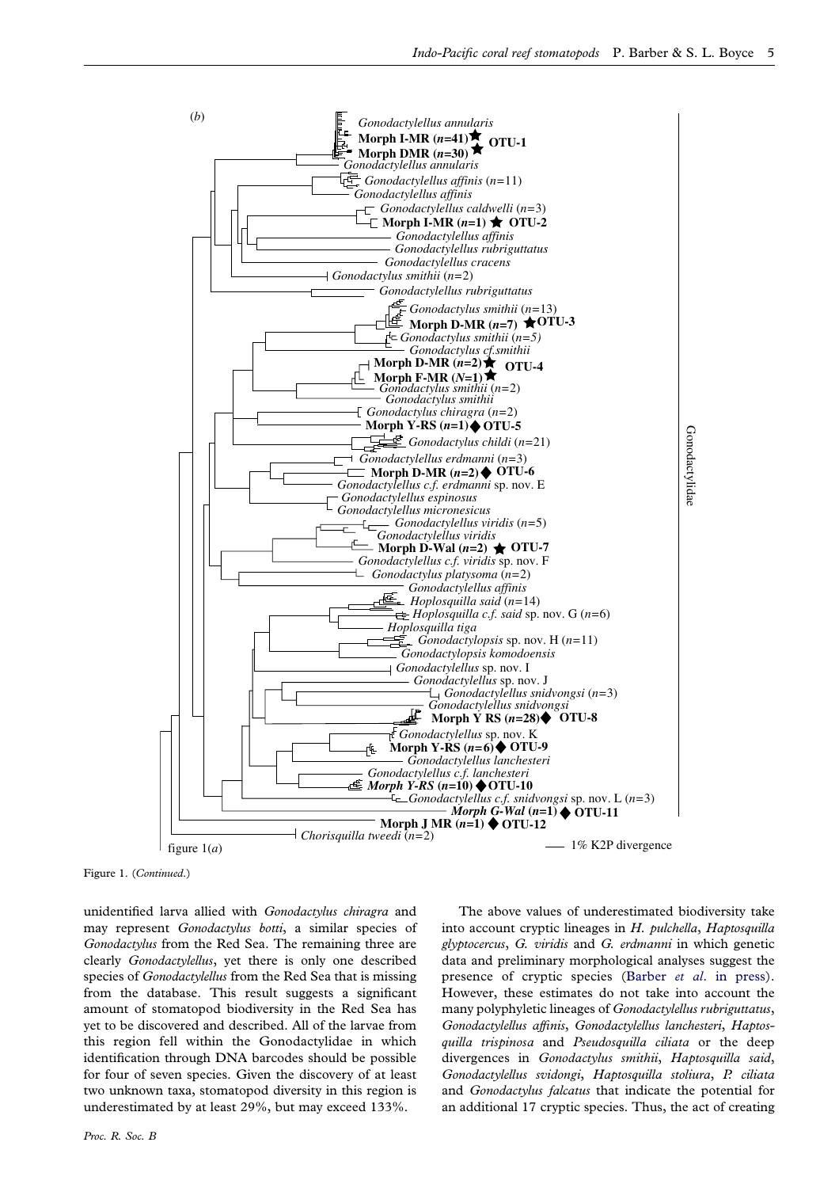Figure 1. (*Continued*.)

unidentified larva allied with *Gonodactylus chiragra* and may represent *Gonodactylus botti*, a similar species of *Gonodactylus* from the Red Sea. The remaining three are clearly *Gonodactylellus*, yet there is only one described species of *Gonodactylellus* from the Red Sea that is missing from the database. This result suggests a significant amount of stomatopod biodiversity in the Red Sea has yet to be discovered and described. All of the larvae from this region fell within the Gonodactylidae in which identification through DNA barcodes should be possible for four of seven species. Given the discovery of at least two unknown taxa, stomatopod diversity in this region is underestimated by at least 29%, but may exceed 133%.

The above values of underestimated biodiversity take into account cryptic lineages in *H. pulchella*, *Haptosquilla glyptocercus*, *G. viridis* and *G. erdmanni* in which genetic data and preliminary morphological analyses suggest the presence of cryptic species (Barber *et al.* in press). However, these estimates do not take into account the many polyphyletic lineages of *Gonodactylellus rubriguttatus*, *Gonodactylellus affinis*, *Gonodactylellus lanchesteri*, *Haptosquilla trispinosa* and *Pseudosquilla ciliata* or the deep divergences in *Gonodactylus smithii*, *Haptosquilla said*, *Gonodactylellus svidongi*, *Haptosquilla stoliura*, *P. ciliata* and *Gonodactylus falcatus* that indicate the potential for an additional 17 cryptic species. Thus, the act of creating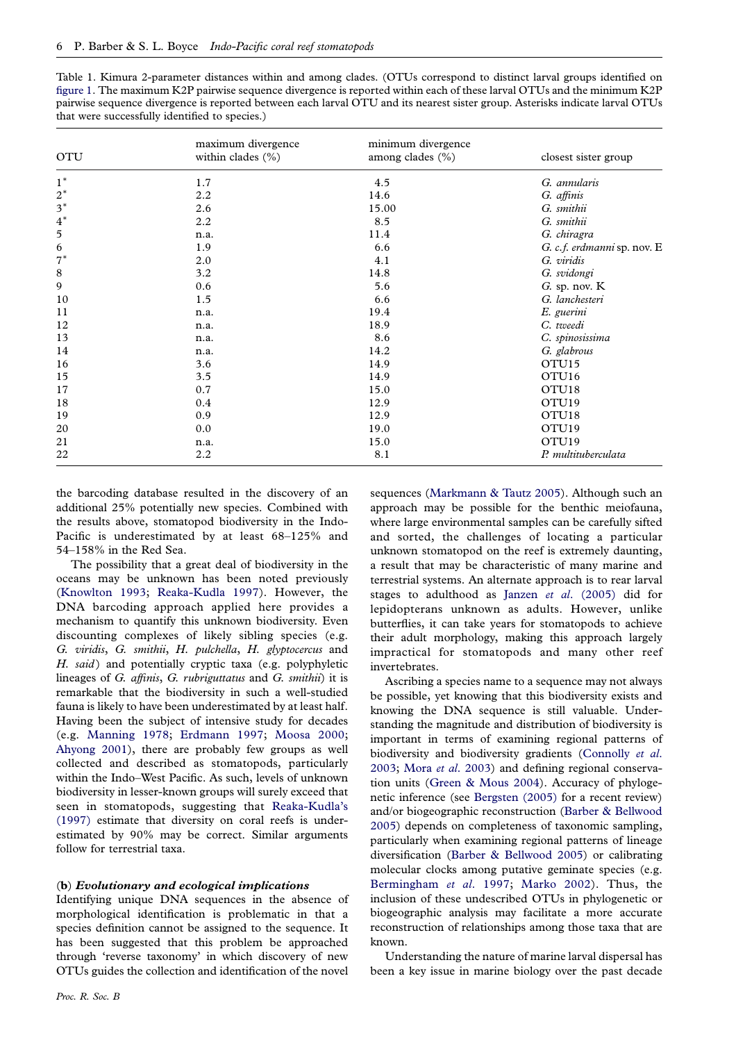Table 1. Kimura 2-parameter distances within and among clades. (OTUs correspond to distinct larval groups identified on figure 1. The maximum K2P pairwise sequence divergence is reported within each of these larval OTUs and the minimum K2P pairwise sequence divergence is reported between each larval OTU and its nearest sister group. Asterisks indicate larval OTUs that were successfully identified to species.)

| OTU | maximum divergence within clades (%) | minimum divergence among clades (%) | closest sister group |
|---|---|---|---|
| 1* | 1.7 | 4.5 | *G. annularis* |
| 2* | 2.2 | 14.6 | *G. affinis* |
| 3* | 2.6 | 15.00 | *G. smithii* |
| 4* | 2.2 | 8.5 | *G. smithii* |
| 5 | n.a. | 11.4 | *G. chiragra* |
| 6 | 1.9 | 6.6 | *G. c.f. erdmanni* sp. nov. E |
| 7* | 2.0 | 4.1 | *G. viridis* |
| 8 | 3.2 | 14.8 | *G. svidongi* |
| 9 | 0.6 | 5.6 | *G.* sp. nov. K |
| 10 | 1.5 | 6.6 | *G. lanchesteri* |
| 11 | n.a. | 19.4 | *E. guerini* |
| 12 | n.a. | 18.9 | *C. tweedi* |
| 13 | n.a. | 8.6 | *C. spinosissima* |
| 14 | n.a. | 14.2 | *G. glabrous* |
| 16 | 3.6 | 14.9 | OTU15 |
| 15 | 3.5 | 14.9 | OTU16 |
| 17 | 0.7 | 15.0 | OTU18 |
| 18 | 0.4 | 12.9 | OTU19 |
| 19 | 0.9 | 12.9 | OTU18 |
| 20 | 0.0 | 19.0 | OTU19 |
| 21 | n.a. | 15.0 | OTU19 |
| 22 | 2.2 | 8.1 | *P. multituberculata* |

the barcoding database resulted in the discovery of an additional 25% potentially new species. Combined with the results above, stomatopod biodiversity in the Indo-Pacific is underestimated by at least 68–125% and 54–158% in the Red Sea.

The possibility that a great deal of biodiversity in the oceans may be unknown has been noted previously (Knowlton 1993; Reaka-Kudla 1997). However, the DNA barcoding approach applied here provides a mechanism to quantify this unknown biodiversity. Even discounting complexes of likely sibling species (e.g. *G. viridis*, *G. smithii*, *H. pulchella*, *H. glyptocercus* and *H. said*) and potentially cryptic taxa (e.g. polyphyletic lineages of *G. affinis*, *G. rubriguttatus* and *G. smithii*) it is remarkable that the biodiversity in such a well-studied fauna is likely to have been underestimated by at least half. Having been the subject of intensive study for decades (e.g. Manning 1978; Erdmann 1997; Moosa 2000; Ahyong 2001), there are probably few groups as well collected and described as stomatopods, particularly within the Indo–West Pacific. As such, levels of unknown biodiversity in lesser-known groups will surely exceed that seen in stomatopods, suggesting that Reaka-Kudla's (1997) estimate that diversity on coral reefs is underestimated by 90% may be correct. Similar arguments follow for terrestrial taxa.

### (b) *Evolutionary and ecological implications*

Identifying unique DNA sequences in the absence of morphological identification is problematic in that a species definition cannot be assigned to the sequence. It has been suggested that this problem be approached through 'reverse taxonomy' in which discovery of new OTUs guides the collection and identification of the novel sequences (Markmann & Tautz 2005). Although such an approach may be possible for the benthic meiofauna, where large environmental samples can be carefully sifted and sorted, the challenges of locating a particular unknown stomatopod on the reef is extremely daunting, a result that may be characteristic of many marine and terrestrial systems. An alternate approach is to rear larval stages to adulthood as Janzen *et al.* (2005) did for lepidopterans unknown as adults. However, unlike butterflies, it can take years for stomatopods to achieve their adult morphology, making this approach largely impractical for stomatopods and many other reef invertebrates.

Ascribing a species name to a sequence may not always be possible, yet knowing that this biodiversity exists and knowing the DNA sequence is still valuable. Understanding the magnitude and distribution of biodiversity is important in terms of examining regional patterns of biodiversity and biodiversity gradients (Connolly *et al.* 2003; Mora *et al.* 2003) and defining regional conservation units (Green & Mous 2004). Accuracy of phylogenetic inference (see Bergsten (2005) for a recent review) and/or biogeographic reconstruction (Barber & Bellwood 2005) depends on completeness of taxonomic sampling, particularly when examining regional patterns of lineage diversification (Barber & Bellwood 2005) or calibrating molecular clocks among putative geminate species (e.g. Bermingham *et al.* 1997; Marko 2002). Thus, the inclusion of these undescribed OTUs in phylogenetic or biogeographic analysis may facilitate a more accurate reconstruction of relationships among those taxa that are known.

Understanding the nature of marine larval dispersal has been a key issue in marine biology over the past decade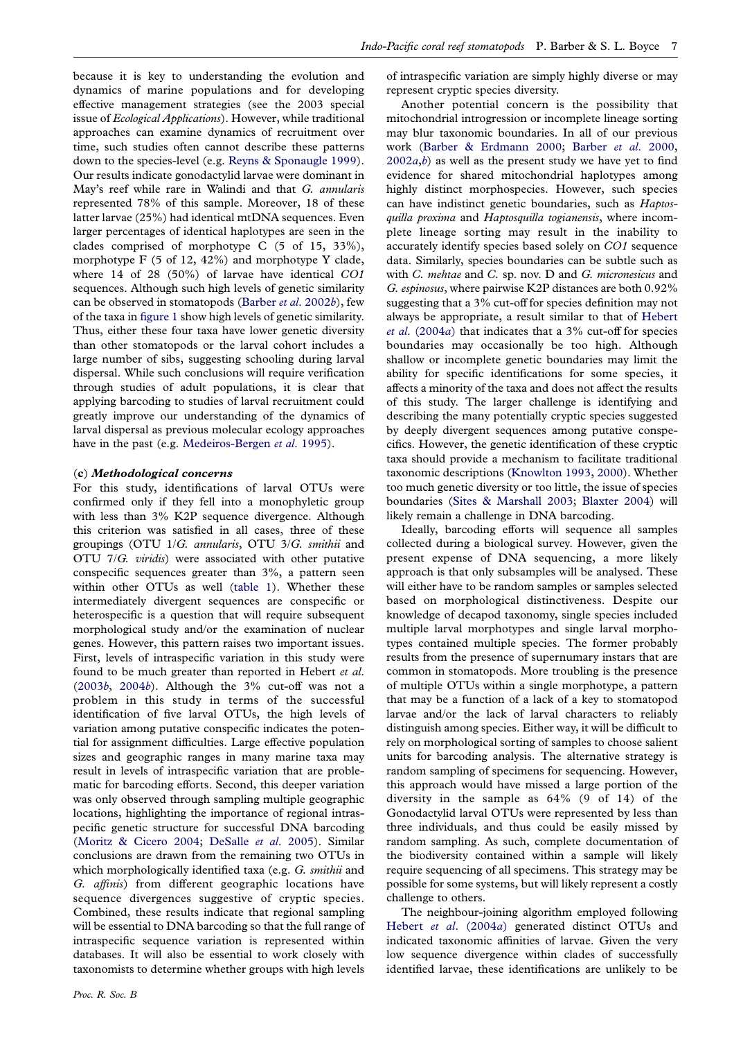because it is key to understanding the evolution and dynamics of marine populations and for developing effective management strategies (see the 2003 special issue of *Ecological Applications*). However, while traditional approaches can examine dynamics of recruitment over time, such studies often cannot describe these patterns down to the species-level (e.g. Reyns & Sponaugle 1999). Our results indicate gonodactylid larvae were dominant in May's reef while rare in Walindi and that *G. annularis* represented 78% of this sample. Moreover, 18 of these latter larvae (25%) had identical mtDNA sequences. Even larger percentages of identical haplotypes are seen in the clades comprised of morphotype C (5 of 15, 33%), morphotype F (5 of 12, 42%) and morphotype Y clade, where 14 of 28 (50%) of larvae have identical *CO1* sequences. Although such high levels of genetic similarity can be observed in stomatopods (Barber *et al*. 2002*b*), few of the taxa in figure 1 show high levels of genetic similarity. Thus, either these four taxa have lower genetic diversity than other stomatopods or the larval cohort includes a large number of sibs, suggesting schooling during larval dispersal. While such conclusions will require verification through studies of adult populations, it is clear that applying barcoding to studies of larval recruitment could greatly improve our understanding of the dynamics of larval dispersal as previous molecular ecology approaches have in the past (e.g. Medeiros-Bergen *et al*. 1995).

### (c) *Methodological concerns*

For this study, identifications of larval OTUs were confirmed only if they fell into a monophyletic group with less than 3% K2P sequence divergence. Although this criterion was satisfied in all cases, three of these groupings (OTU 1/*G. annularis*, OTU 3/*G. smithii* and OTU 7/*G. viridis*) were associated with other putative conspecific sequences greater than 3%, a pattern seen within other OTUs as well (table 1). Whether these intermediately divergent sequences are conspecific or heterospecific is a question that will require subsequent morphological study and/or the examination of nuclear genes. However, this pattern raises two important issues. First, levels of intraspecific variation in this study were found to be much greater than reported in Hebert *et al*. (2003*b*, 2004*b*). Although the 3% cut-off was not a problem in this study in terms of the successful identification of five larval OTUs, the high levels of variation among putative conspecific indicates the potential for assignment difficulties. Large effective population sizes and geographic ranges in many marine taxa may result in levels of intraspecific variation that are problematic for barcoding efforts. Second, this deeper variation was only observed through sampling multiple geographic locations, highlighting the importance of regional intraspecific genetic structure for successful DNA barcoding (Moritz & Cicero 2004; DeSalle *et al*. 2005). Similar conclusions are drawn from the remaining two OTUs in which morphologically identified taxa (e.g. *G. smithii* and *G. affinis*) from different geographic locations have sequence divergences suggestive of cryptic species. Combined, these results indicate that regional sampling will be essential to DNA barcoding so that the full range of intraspecific sequence variation is represented within databases. It will also be essential to work closely with taxonomists to determine whether groups with high levels of intraspecific variation are simply highly diverse or may represent cryptic species diversity.

Another potential concern is the possibility that mitochondrial introgression or incomplete lineage sorting may blur taxonomic boundaries. In all of our previous work (Barber & Erdmann 2000; Barber *et al*. 2000, 2002*a*,*b*) as well as the present study we have yet to find evidence for shared mitochondrial haplotypes among highly distinct morphospecies. However, such species can have indistinct genetic boundaries, such as *Haptosquilla proxima* and *Haptosquilla togianensis*, where incomplete lineage sorting may result in the inability to accurately identify species based solely on *CO1* sequence data. Similarly, species boundaries can be subtle such as with *C. mehtae* and *C.* sp. nov. D and *G. micronesicus* and *G. espinosus*, where pairwise K2P distances are both 0.92% suggesting that a 3% cut-off for species definition may not always be appropriate, a result similar to that of Hebert *et al*. (2004*a*) that indicates that a 3% cut-off for species boundaries may occasionally be too high. Although shallow or incomplete genetic boundaries may limit the ability for specific identifications for some species, it affects a minority of the taxa and does not affect the results of this study. The larger challenge is identifying and describing the many potentially cryptic species suggested by deeply divergent sequences among putative conspecifics. However, the genetic identification of these cryptic taxa should provide a mechanism to facilitate traditional taxonomic descriptions (Knowlton 1993, 2000). Whether too much genetic diversity or too little, the issue of species boundaries (Sites & Marshall 2003; Blaxter 2004) will likely remain a challenge in DNA barcoding.

Ideally, barcoding efforts will sequence all samples collected during a biological survey. However, given the present expense of DNA sequencing, a more likely approach is that only subsamples will be analysed. These will either have to be random samples or samples selected based on morphological distinctiveness. Despite our knowledge of decapod taxonomy, single species included multiple larval morphotypes and single larval morphotypes contained multiple species. The former probably results from the presence of supernumary instars that are common in stomatopods. More troubling is the presence of multiple OTUs within a single morphotype, a pattern that may be a function of a lack of a key to stomatopod larvae and/or the lack of larval characters to reliably distinguish among species. Either way, it will be difficult to rely on morphological sorting of samples to choose salient units for barcoding analysis. The alternative strategy is random sampling of specimens for sequencing. However, this approach would have missed a large portion of the diversity in the sample as 64% (9 of 14) of the Gonodactylid larval OTUs were represented by less than three individuals, and thus could be easily missed by random sampling. As such, complete documentation of the biodiversity contained within a sample will likely require sequencing of all specimens. This strategy may be possible for some systems, but will likely represent a costly challenge to others.

The neighbour-joining algorithm employed following Hebert *et al*. (2004*a*) generated distinct OTUs and indicated taxonomic affinities of larvae. Given the very low sequence divergence within clades of successfully identified larvae, these identifications are unlikely to be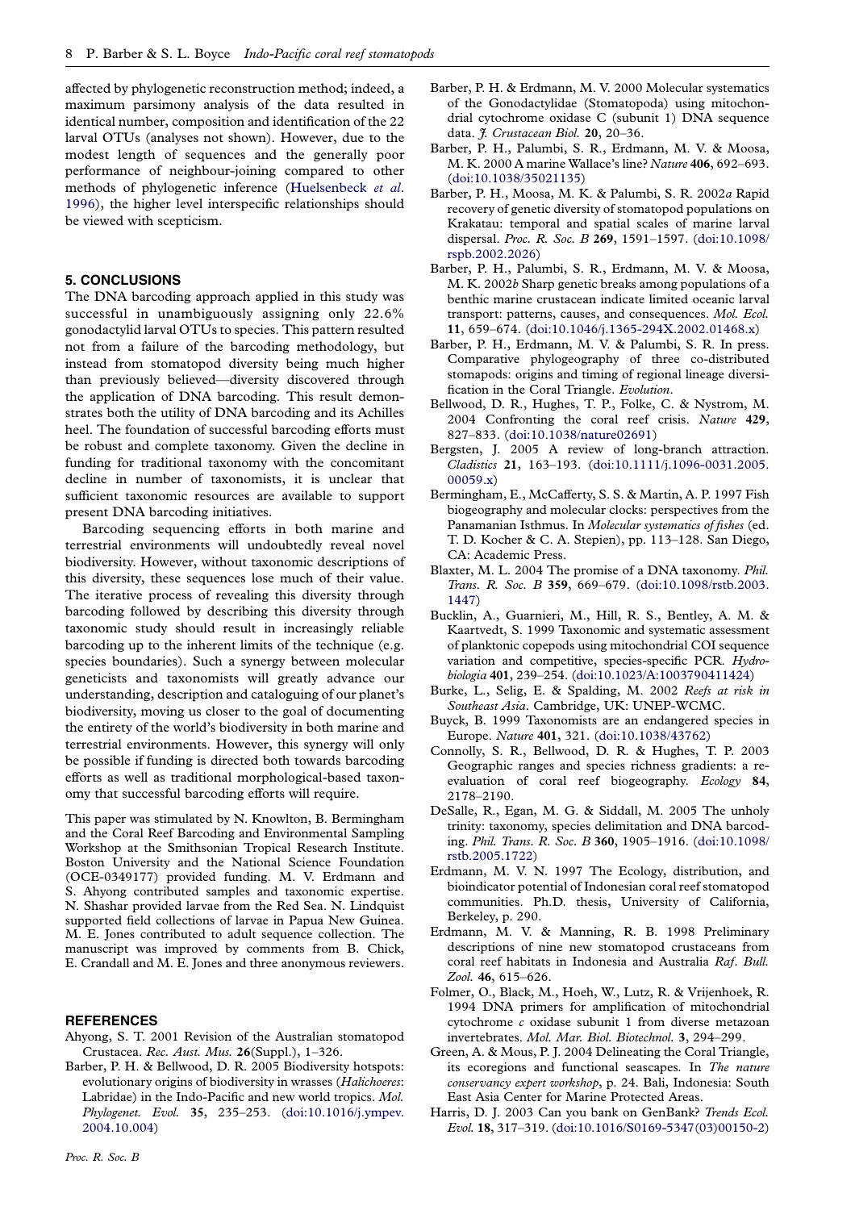affected by phylogenetic reconstruction method; indeed, a maximum parsimony analysis of the data resulted in identical number, composition and identification of the 22 larval OTUs (analyses not shown). However, due to the modest length of sequences and the generally poor performance of neighbour-joining compared to other methods of phylogenetic inference (Huelsenbeck *et al*. 1996), the higher level interspecific relationships should be viewed with scepticism.

## 5. CONCLUSIONS

The DNA barcoding approach applied in this study was successful in unambiguously assigning only 22.6% gonodactylid larval OTUs to species. This pattern resulted not from a failure of the barcoding methodology, but instead from stomatopod diversity being much higher than previously believed—diversity discovered through the application of DNA barcoding. This result demonstrates both the utility of DNA barcoding and its Achilles heel. The foundation of successful barcoding efforts must be robust and complete taxonomy. Given the decline in funding for traditional taxonomy with the concomitant decline in number of taxonomists, it is unclear that sufficient taxonomic resources are available to support present DNA barcoding initiatives.

Barcoding sequencing efforts in both marine and terrestrial environments will undoubtedly reveal novel biodiversity. However, without taxonomic descriptions of this diversity, these sequences lose much of their value. The iterative process of revealing this diversity through barcoding followed by describing this diversity through taxonomic study should result in increasingly reliable barcoding up to the inherent limits of the technique (e.g. species boundaries). Such a synergy between molecular geneticists and taxonomists will greatly advance our understanding, description and cataloguing of our planet's biodiversity, moving us closer to the goal of documenting the entirety of the world's biodiversity in both marine and terrestrial environments. However, this synergy will only be possible if funding is directed both towards barcoding efforts as well as traditional morphological-based taxonomy that successful barcoding efforts will require.

This paper was stimulated by N. Knowlton, B. Bermingham and the Coral Reef Barcoding and Environmental Sampling Workshop at the Smithsonian Tropical Research Institute. Boston University and the National Science Foundation (OCE-0349177) provided funding. M. V. Erdmann and S. Ahyong contributed samples and taxonomic expertise. N. Shashar provided larvae from the Red Sea. N. Lindquist supported field collections of larvae in Papua New Guinea. M. E. Jones contributed to adult sequence collection. The manuscript was improved by comments from B. Chick, E. Crandall and M. E. Jones and three anonymous reviewers.

## REFERENCES

Ahyong, S. T. 2001 Revision of the Australian stomatopod Crustacea. *Rec. Aust. Mus.* **26**(Suppl.), 1–326.

Barber, P. H. & Bellwood, D. R. 2005 Biodiversity hotspots: evolutionary origins of biodiversity in wrasses (*Halichoeres*: Labridae) in the Indo-Pacific and new world tropics. *Mol. Phylogenet. Evol.* **35**, 235–253. (doi:10.1016/j.ympev.2004.10.004)

Barber, P. H. & Erdmann, M. V. 2000 Molecular systematics of the Gonodactylidae (Stomatopoda) using mitochondrial cytochrome oxidase C (subunit 1) DNA sequence data. *J. Crustacean Biol.* **20**, 20–36.

Barber, P. H., Palumbi, S. R., Erdmann, M. V. & Moosa, M. K. 2000 A marine Wallace's line? *Nature* **406**, 692–693. (doi:10.1038/35021135)

Barber, P. H., Moosa, M. K. & Palumbi, S. R. 2002*a* Rapid recovery of genetic diversity of stomatopod populations on Krakatau: temporal and spatial scales of marine larval dispersal. *Proc. R. Soc. B* **269**, 1591–1597. (doi:10.1098/rspb.2002.2026)

Barber, P. H., Palumbi, S. R., Erdmann, M. V. & Moosa, M. K. 2002*b* Sharp genetic breaks among populations of a benthic marine crustacean indicate limited oceanic larval transport: patterns, causes, and consequences. *Mol. Ecol.* **11**, 659–674. (doi:10.1046/j.1365-294X.2002.01468.x)

Barber, P. H., Erdmann, M. V. & Palumbi, S. R. In press. Comparative phylogeography of three co-distributed stomapods: origins and timing of regional lineage diversification in the Coral Triangle. *Evolution*.

Bellwood, D. R., Hughes, T. P., Folke, C. & Nystrom, M. 2004 Confronting the coral reef crisis. *Nature* **429**, 827–833. (doi:10.1038/nature02691)

Bergsten, J. 2005 A review of long-branch attraction. *Cladistics* **21**, 163–193. (doi:10.1111/j.1096-0031.2005.00059.x)

Bermingham, E., McCafferty, S. S. & Martin, A. P. 1997 Fish biogeography and molecular clocks: perspectives from the Panamanian Isthmus. In *Molecular systematics of fishes* (ed. T. D. Kocher & C. A. Stepien), pp. 113–128. San Diego, CA: Academic Press.

Blaxter, M. L. 2004 The promise of a DNA taxonomy. *Phil. Trans. R. Soc. B* **359**, 669–679. (doi:10.1098/rstb.2003.1447)

Bucklin, A., Guarnieri, M., Hill, R. S., Bentley, A. M. & Kaartvedt, S. 1999 Taxonomic and systematic assessment of planktonic copepods using mitochondrial COI sequence variation and competitive, species-specific PCR. *Hydrobiologia* **401**, 239–254. (doi:10.1023/A:1003790411424)

Burke, L., Selig, E. & Spalding, M. 2002 *Reefs at risk in Southeast Asia*. Cambridge, UK: UNEP-WCMC.

Buyck, B. 1999 Taxonomists are an endangered species in Europe. *Nature* **401**, 321. (doi:10.1038/43762)

Connolly, S. R., Bellwood, D. R. & Hughes, T. P. 2003 Geographic ranges and species richness gradients: a re-evaluation of coral reef biogeography. *Ecology* **84**, 2178–2190.

DeSalle, R., Egan, M. G. & Siddall, M. 2005 The unholy trinity: taxonomy, species delimitation and DNA barcoding. *Phil. Trans. R. Soc. B* **360**, 1905–1916. (doi:10.1098/rstb.2005.1722)

Erdmann, M. V. N. 1997 The Ecology, distribution, and bioindicator potential of Indonesian coral reef stomatopod communities. Ph.D. thesis, University of California, Berkeley, p. 290.

Erdmann, M. V. & Manning, R. B. 1998 Preliminary descriptions of nine new stomatopod crustaceans from coral reef habitats in Indonesia and Australia *Raf. Bull. Zool.* **46**, 615–626.

Folmer, O., Black, M., Hoeh, W., Lutz, R. & Vrijenhoek, R. 1994 DNA primers for amplification of mitochondrial cytochrome *c* oxidase subunit 1 from diverse metazoan invertebrates. *Mol. Mar. Biol. Biotechnol.* **3**, 294–299.

Green, A. & Mous, P. J. 2004 Delineating the Coral Triangle, its ecoregions and functional seascapes. In *The nature conservancy expert workshop*, p. 24. Bali, Indonesia: South East Asia Center for Marine Protected Areas.

Harris, D. J. 2003 Can you bank on GenBank? *Trends Ecol. Evol.* **18**, 317–319. (doi:10.1016/S0169-5347(03)00150-2)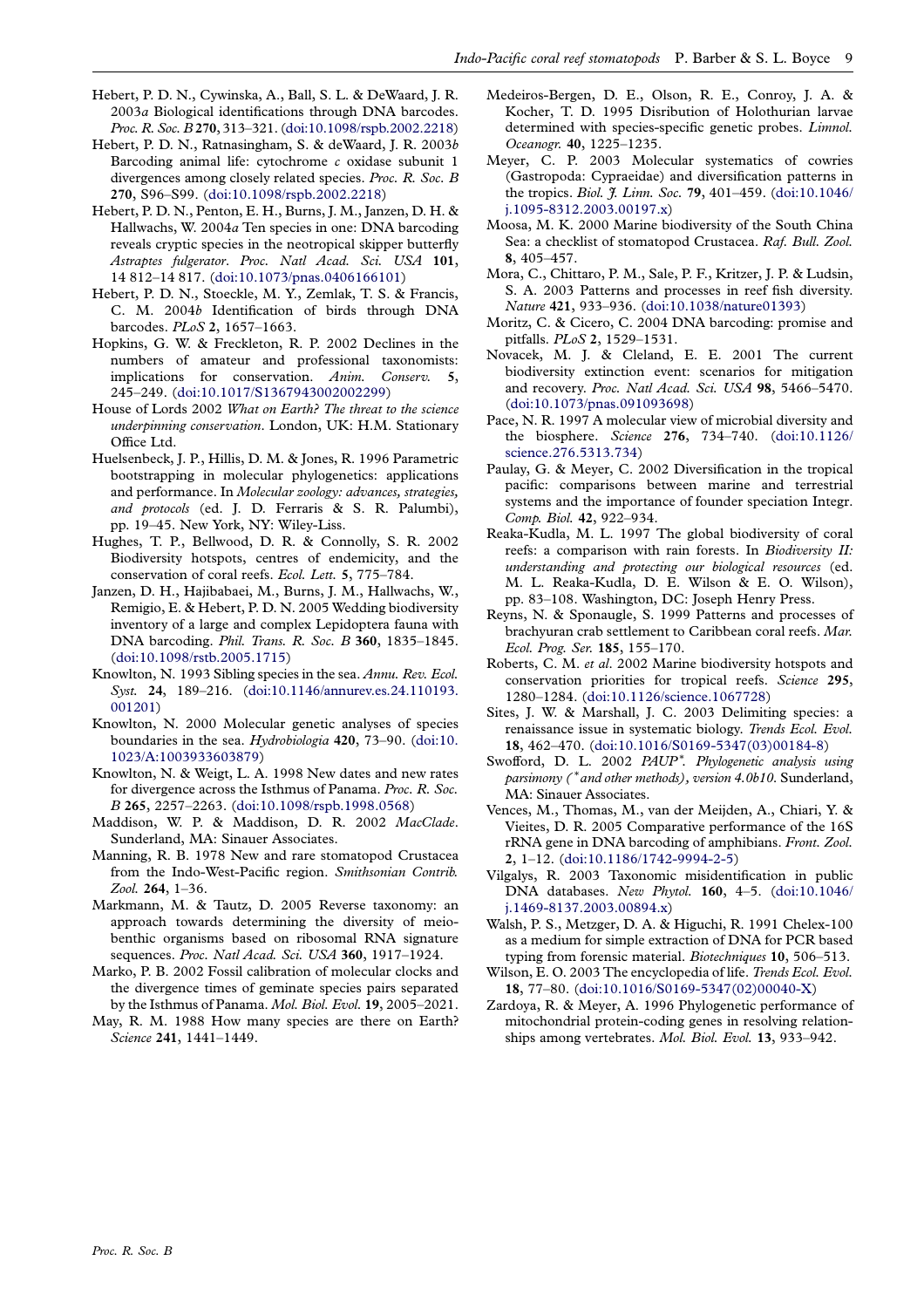Hebert, P. D. N., Cywinska, A., Ball, S. L. & DeWaard, J. R. 2003*a* Biological identifications through DNA barcodes. *Proc. R. Soc. B* **270**, 313–321. (doi:10.1098/rspb.2002.2218)

Hebert, P. D. N., Ratnasingham, S. & deWaard, J. R. 2003*b* Barcoding animal life: cytochrome *c* oxidase subunit 1 divergences among closely related species. *Proc. R. Soc. B* **270**, S96–S99. (doi:10.1098/rspb.2002.2218)

Hebert, P. D. N., Penton, E. H., Burns, J. M., Janzen, D. H. & Hallwachs, W. 2004*a* Ten species in one: DNA barcoding reveals cryptic species in the neotropical skipper butterfly *Astraptes fulgerator*. *Proc. Natl Acad. Sci. USA* **101**, 14 812–14 817. (doi:10.1073/pnas.0406166101)

Hebert, P. D. N., Stoeckle, M. Y., Zemlak, T. S. & Francis, C. M. 2004*b* Identification of birds through DNA barcodes. *PLoS* **2**, 1657–1663.

Hopkins, G. W. & Freckleton, R. P. 2002 Declines in the numbers of amateur and professional taxonomists: implications for conservation. *Anim. Conserv.* **5**, 245–249. (doi:10.1017/S1367943002002299)

House of Lords 2002 *What on Earth? The threat to the science underpinning conservation*. London, UK: H.M. Stationary Office Ltd.

Huelsenbeck, J. P., Hillis, D. M. & Jones, R. 1996 Parametric bootstrapping in molecular phylogenetics: applications and performance. In *Molecular zoology: advances, strategies, and protocols* (ed. J. D. Ferraris & S. R. Palumbi), pp. 19–45. New York, NY: Wiley-Liss.

Hughes, T. P., Bellwood, D. R. & Connolly, S. R. 2002 Biodiversity hotspots, centres of endemicity, and the conservation of coral reefs. *Ecol. Lett.* **5**, 775–784.

Janzen, D. H., Hajibabaei, M., Burns, J. M., Hallwachs, W., Remigio, E. & Hebert, P. D. N. 2005 Wedding biodiversity inventory of a large and complex Lepidoptera fauna with DNA barcoding. *Phil. Trans. R. Soc. B* **360**, 1835–1845. (doi:10.1098/rstb.2005.1715)

Knowlton, N. 1993 Sibling species in the sea. *Annu. Rev. Ecol. Syst.* **24**, 189–216. (doi:10.1146/annurev.es.24.110193.001201)

Knowlton, N. 2000 Molecular genetic analyses of species boundaries in the sea. *Hydrobiologia* **420**, 73–90. (doi:10.1023/A:1003933603879)

Knowlton, N. & Weigt, L. A. 1998 New dates and new rates for divergence across the Isthmus of Panama. *Proc. R. Soc. B* **265**, 2257–2263. (doi:10.1098/rspb.1998.0568)

Maddison, W. P. & Maddison, D. R. 2002 *MacClade*. Sunderland, MA: Sinauer Associates.

Manning, R. B. 1978 New and rare stomatopod Crustacea from the Indo-West-Pacific region. *Smithsonian Contrib. Zool.* **264**, 1–36.

Markmann, M. & Tautz, D. 2005 Reverse taxonomy: an approach towards determining the diversity of meiobenthic organisms based on ribosomal RNA signature sequences. *Proc. Natl Acad. Sci. USA* **360**, 1917–1924.

Marko, P. B. 2002 Fossil calibration of molecular clocks and the divergence times of geminate species pairs separated by the Isthmus of Panama. *Mol. Biol. Evol.* **19**, 2005–2021.

May, R. M. 1988 How many species are there on Earth? *Science* **241**, 1441–1449.

Medeiros-Bergen, D. E., Olson, R. E., Conroy, J. A. & Kocher, T. D. 1995 Disribution of Holothurian larvae determined with species-specific genetic probes. *Limnol. Oceanogr.* **40**, 1225–1235.

Meyer, C. P. 2003 Molecular systematics of cowries (Gastropoda: Cypraeidae) and diversification patterns in the tropics. *Biol. J. Linn. Soc.* **79**, 401–459. (doi:10.1046/j.1095-8312.2003.00197.x)

Moosa, M. K. 2000 Marine biodiversity of the South China Sea: a checklist of stomatopod Crustacea. *Raf. Bull. Zool.* **8**, 405–457.

Mora, C., Chittaro, P. M., Sale, P. F., Kritzer, J. P. & Ludsin, S. A. 2003 Patterns and processes in reef fish diversity. *Nature* **421**, 933–936. (doi:10.1038/nature01393)

Moritz, C. & Cicero, C. 2004 DNA barcoding: promise and pitfalls. *PLoS* **2**, 1529–1531.

Novacek, M. J. & Cleland, E. E. 2001 The current biodiversity extinction event: scenarios for mitigation and recovery. *Proc. Natl Acad. Sci. USA* **98**, 5466–5470. (doi:10.1073/pnas.091093698)

Pace, N. R. 1997 A molecular view of microbial diversity and the biosphere. *Science* **276**, 734–740. (doi:10.1126/science.276.5313.734)

Paulay, G. & Meyer, C. 2002 Diversification in the tropical pacific: comparisons between marine and terrestrial systems and the importance of founder speciation Integr. *Comp. Biol.* **42**, 922–934.

Reaka-Kudla, M. L. 1997 The global biodiversity of coral reefs: a comparison with rain forests. In *Biodiversity II: understanding and protecting our biological resources* (ed. M. L. Reaka-Kudla, D. E. Wilson & E. O. Wilson), pp. 83–108. Washington, DC: Joseph Henry Press.

Reyns, N. & Sponaugle, S. 1999 Patterns and processes of brachyuran crab settlement to Caribbean coral reefs. *Mar. Ecol. Prog. Ser.* **185**, 155–170.

Roberts, C. M. *et al.* 2002 Marine biodiversity hotspots and conservation priorities for tropical reefs. *Science* **295**, 1280–1284. (doi:10.1126/science.1067728)

Sites, J. W. & Marshall, J. C. 2003 Delimiting species: a renaissance issue in systematic biology. *Trends Ecol. Evol.* **18**, 462–470. (doi:10.1016/S0169-5347(03)00184-8)

Swofford, D. L. 2002 *PAUP\*. Phylogenetic analysis using parsimony (\*and other methods), version 4.0b10*. Sunderland, MA: Sinauer Associates.

Vences, M., Thomas, M., van der Meijden, A., Chiari, Y. & Vieites, D. R. 2005 Comparative performance of the 16S rRNA gene in DNA barcoding of amphibians. *Front. Zool.* **2**, 1–12. (doi:10.1186/1742-9994-2-5)

Vilgalys, R. 2003 Taxonomic misidentification in public DNA databases. *New Phytol.* **160**, 4–5. (doi:10.1046/j.1469-8137.2003.00894.x)

Walsh, P. S., Metzger, D. A. & Higuchi, R. 1991 Chelex-100 as a medium for simple extraction of DNA for PCR based typing from forensic material. *Biotechniques* **10**, 506–513.

Wilson, E. O. 2003 The encyclopedia of life. *Trends Ecol. Evol.* **18**, 77–80. (doi:10.1016/S0169-5347(02)00040-X)

Zardoya, R. & Meyer, A. 1996 Phylogenetic performance of mitochondrial protein-coding genes in resolving relationships among vertebrates. *Mol. Biol. Evol.* **13**, 933–942.